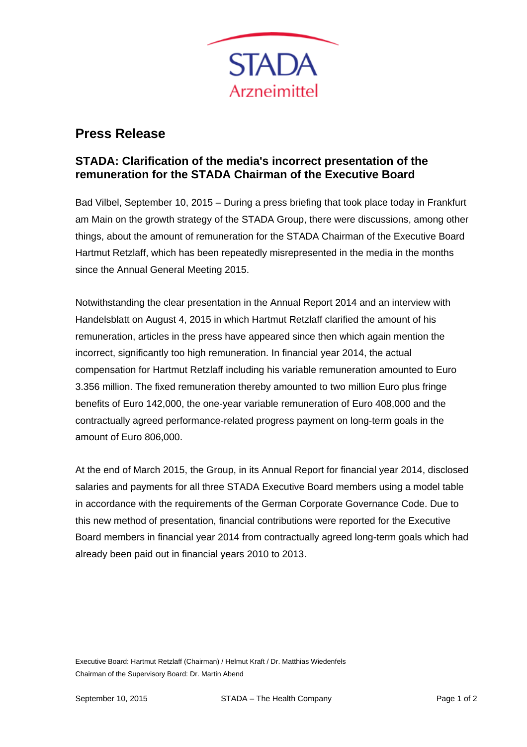# Press Release

## STADA: Clarification of the media's incorrect presentation of the remuneration for the STADA Chairman of the Executive Board

Bad Vilbel, September 10, 2015 – During a press briefing that took place today in Frankfurt am Main on the growth strategy of the STADA Group, there were discussions, among other things, about the amount of remuneration for the STADA Chairman of the Executive Board Hartmut Retzlaff, which has been repeatedly misrepresented in the media in the months since the Annual General Meeting 2015.

Notwithstanding the clear presentation in the Annual Report 2014 and an interview with Handelsblatt on August 4, 2015 in which Hartmut Retzlaff clarified the amount of his remuneration, articles in the press have appeared since then which again mention the incorrect, significantly too high remuneration. In financial year 2014, the actual compensation for Hartmut Retzlaff including his variable remuneration amounted to Euro 3.356 million. The fixed remuneration thereby amounted to two million Euro plus fringe benefits of Euro 142,000, the one-year variable remuneration of Euro 408,000 and the contractually agreed performance-related progress payment on long-term goals in the amount of Euro 806,000.

At the end of March 2015, the Group, in its Annual Report for financial year 2014, disclosed salaries and payments for all three STADA Executive Board members using a model table in accordance with the requirements of the German Corporate Governance Code. Due to this new method of presentation, financial contributions were reported for the Executive Board members in financial year 2014 from contractually agreed long-term goals which had already been paid out in financial years 2010 to 2013.

Executive Board: Hartmut Retzlaff (Chairman) / Helmut Kraft / Dr. Matthias Wiedenfels
Chairman of the Supervisory Board: Dr. Martin Abend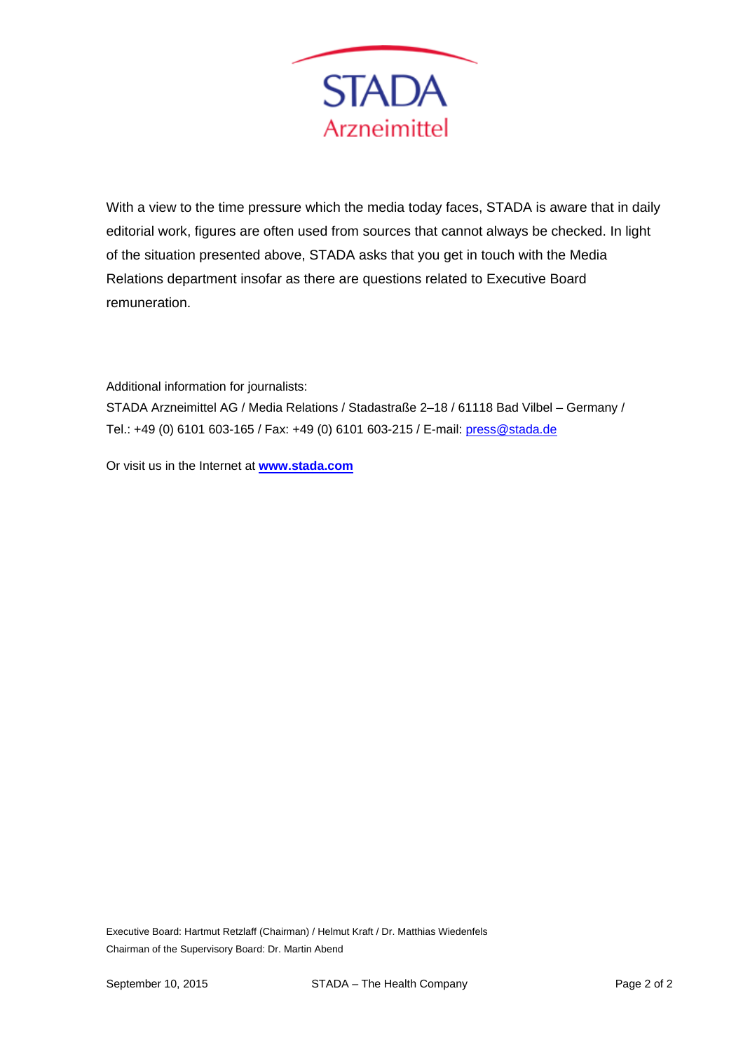With a view to the time pressure which the media today faces, STADA is aware that in daily editorial work, figures are often used from sources that cannot always be checked. In light of the situation presented above, STADA asks that you get in touch with the Media Relations department insofar as there are questions related to Executive Board remuneration.

Additional information for journalists:
STADA Arzneimittel AG / Media Relations / Stadastraße 2–18 / 61118 Bad Vilbel – Germany /
Tel.: +49 (0) 6101 603-165 / Fax: +49 (0) 6101 603-215 / E-mail: press@stada.de

Or visit us in the Internet at **www.stada.com**

Executive Board: Hartmut Retzlaff (Chairman) / Helmut Kraft / Dr. Matthias Wiedenfels
Chairman of the Supervisory Board: Dr. Martin Abend